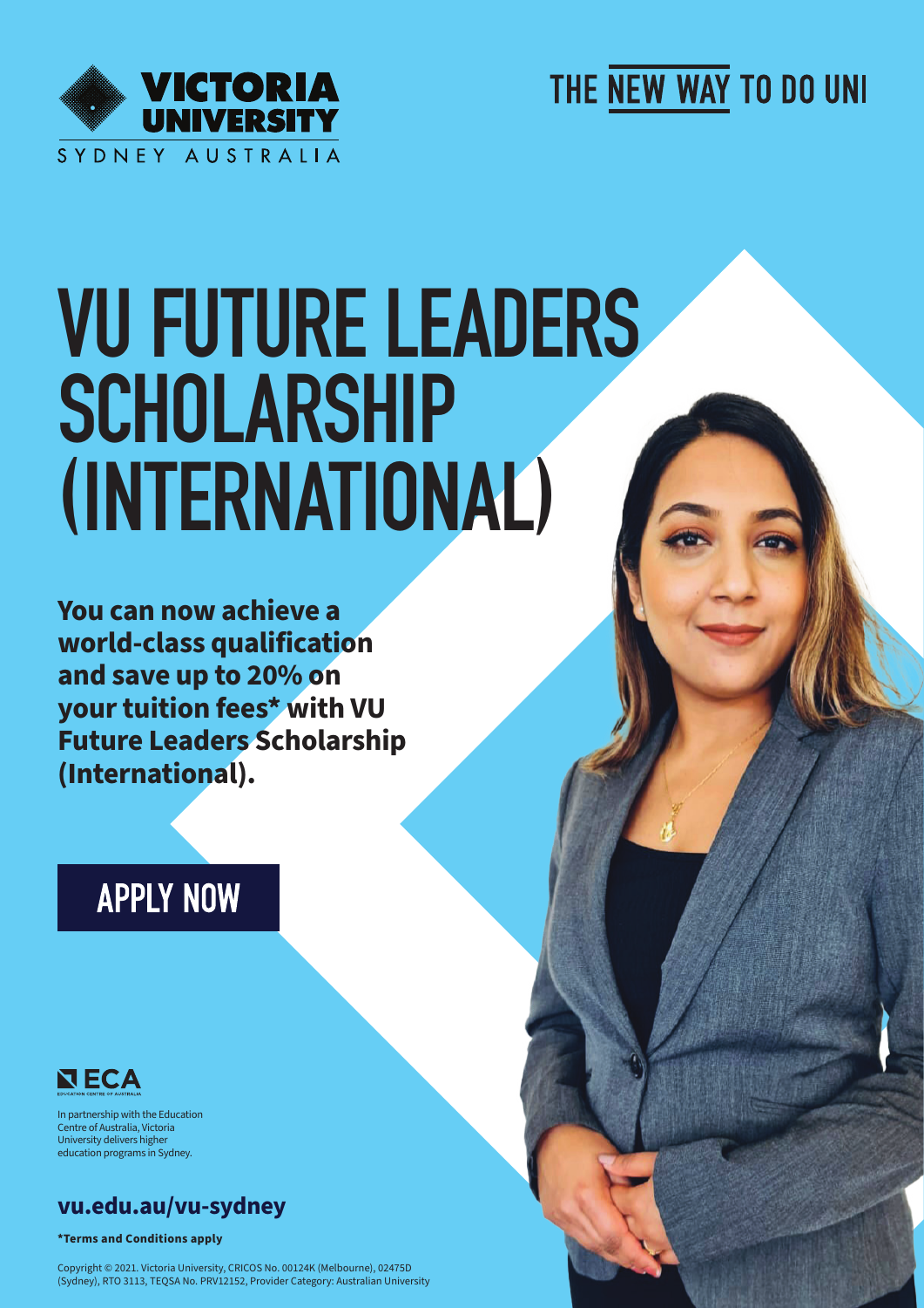VICTORIA UNIVERSITY

SYDNEY AUSTRALIA

THE NEW WAY TO DO UNI

# VU FUTURE LEADERS SCHOLARSHIP (INTERNATIONAL)

**You can now achieve a world-class qualification and save up to 20% on your tuition fees* with VU Future Leaders Scholarship (International).**

APPLY NOW

ECA

EDUCATION CENTRE OF AUSTRALIA

In partnership with the Education Centre of Australia, Victoria University delivers higher education programs in Sydney.

**vu.edu.au/vu-sydney**

***Terms and Conditions apply**

Copyright © 2021. Victoria University, CRICOS No. 00124K (Melbourne), 02475D (Sydney), RTO 3113, TEQSA No. PRV12152, Provider Category: Australian University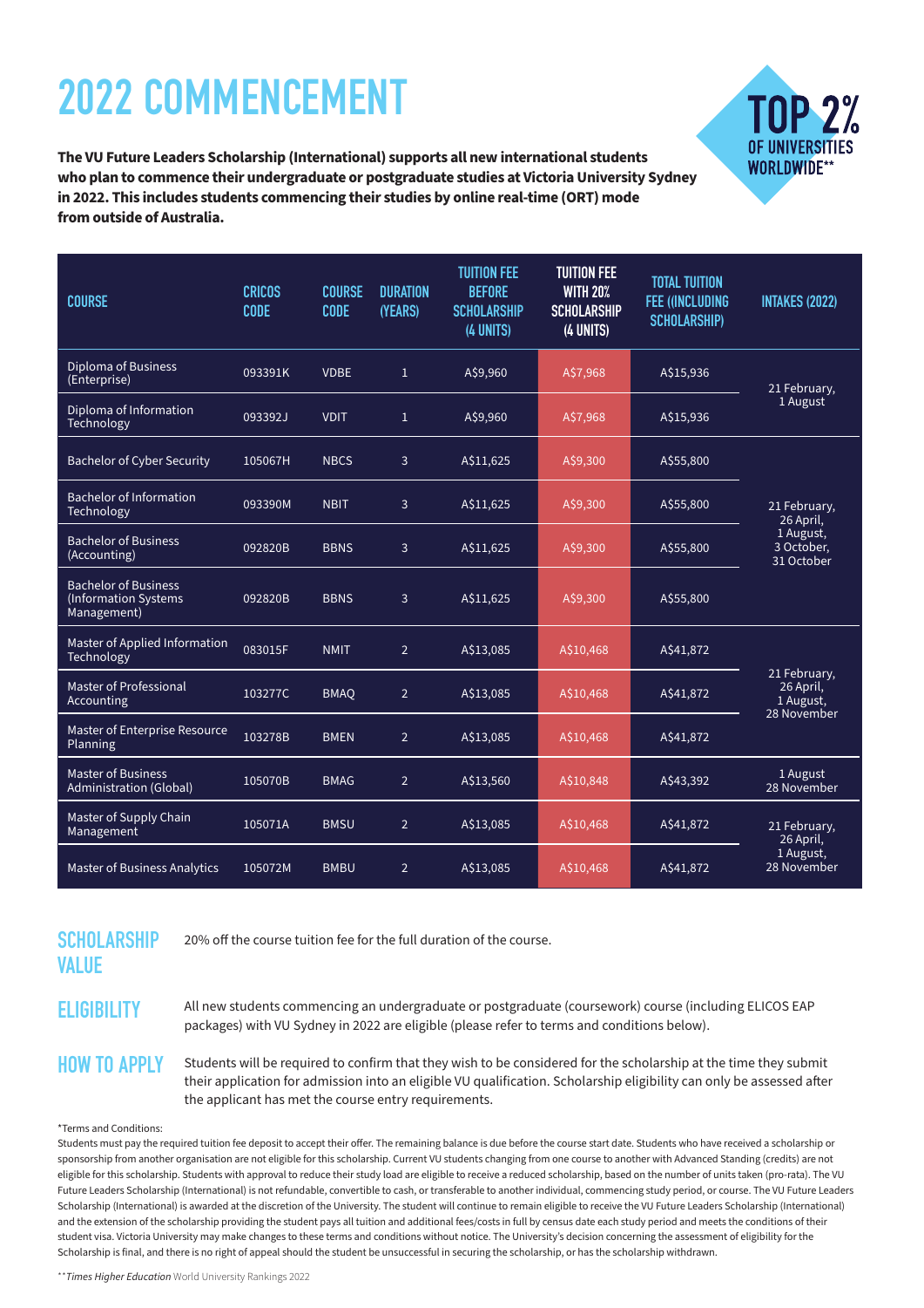# 2022 COMMENCEMENT

TOP 2% OF UNIVERSITIES WORLDWIDE**

**The VU Future Leaders Scholarship (International) supports all new international students who plan to commence their undergraduate or postgraduate studies at Victoria University Sydney in 2022. This includes students commencing their studies by online real-time (ORT) mode from outside of Australia.**

| COURSE | CRICOS CODE | COURSE CODE | DURATION (YEARS) | TUITION FEE BEFORE SCHOLARSHIP (4 UNITS) | TUITION FEE WITH 20% SCHOLARSHIP (4 UNITS) | TOTAL TUITION FEE ((INCLUDING SCHOLARSHIP) | INTAKES (2022) |
|---|---|---|---|---|---|---|---|
| Diploma of Business (Enterprise) | 093391K | VDBE | 1 | A$9,960 | A$7,968 | A$15,936 | 21 February, 1 August |
| Diploma of Information Technology | 093392J | VDIT | 1 | A$9,960 | A$7,968 | A$15,936 | |
| Bachelor of Cyber Security | 105067H | NBCS | 3 | A$11,625 | A$9,300 | A$55,800 | 21 February, 26 April, 1 August, 3 October, 31 October |
| Bachelor of Information Technology | 093390M | NBIT | 3 | A$11,625 | A$9,300 | A$55,800 | |
| Bachelor of Business (Accounting) | 092820B | BBNS | 3 | A$11,625 | A$9,300 | A$55,800 | |
| Bachelor of Business (Information Systems Management) | 092820B | BBNS | 3 | A$11,625 | A$9,300 | A$55,800 | |
| Master of Applied Information Technology | 083015F | NMIT | 2 | A$13,085 | A$10,468 | A$41,872 | 21 February, 26 April, 1 August, 28 November |
| Master of Professional Accounting | 103277C | BMAQ | 2 | A$13,085 | A$10,468 | A$41,872 | |
| Master of Enterprise Resource Planning | 103278B | BMEN | 2 | A$13,085 | A$10,468 | A$41,872 | |
| Master of Business Administration (Global) | 105070B | BMAG | 2 | A$13,560 | A$10,848 | A$43,392 | 1 August 28 November |
| Master of Supply Chain Management | 105071A | BMSU | 2 | A$13,085 | A$10,468 | A$41,872 | 21 February, 26 April, 1 August, 28 November |
| Master of Business Analytics | 105072M | BMBU | 2 | A$13,085 | A$10,468 | A$41,872 | |

## SCHOLARSHIP VALUE

20% off the course tuition fee for the full duration of the course.

## ELIGIBILITY

All new students commencing an undergraduate or postgraduate (coursework) course (including ELICOS EAP packages) with VU Sydney in 2022 are eligible (please refer to terms and conditions below).

## HOW TO APPLY

Students will be required to confirm that they wish to be considered for the scholarship at the time they submit their application for admission into an eligible VU qualification. Scholarship eligibility can only be assessed after the applicant has met the course entry requirements.

*Terms and Conditions:

Students must pay the required tuition fee deposit to accept their offer. The remaining balance is due before the course start date. Students who have received a scholarship or sponsorship from another organisation are not eligible for this scholarship. Current VU students changing from one course to another with Advanced Standing (credits) are not eligible for this scholarship. Students with approval to reduce their study load are eligible to receive a reduced scholarship, based on the number of units taken (pro-rata). The VU Future Leaders Scholarship (International) is not refundable, convertible to cash, or transferable to another individual, commencing study period, or course. The VU Future Leaders Scholarship (International) is awarded at the discretion of the University. The student will continue to remain eligible to receive the VU Future Leaders Scholarship (International) and the extension of the scholarship providing the student pays all tuition and additional fees/costs in full by census date each study period and meets the conditions of their student visa. Victoria University may make changes to these terms and conditions without notice. The University's decision concerning the assessment of eligibility for the Scholarship is final, and there is no right of appeal should the student be unsuccessful in securing the scholarship, or has the scholarship withdrawn.

***Times Higher Education* World University Rankings 2022